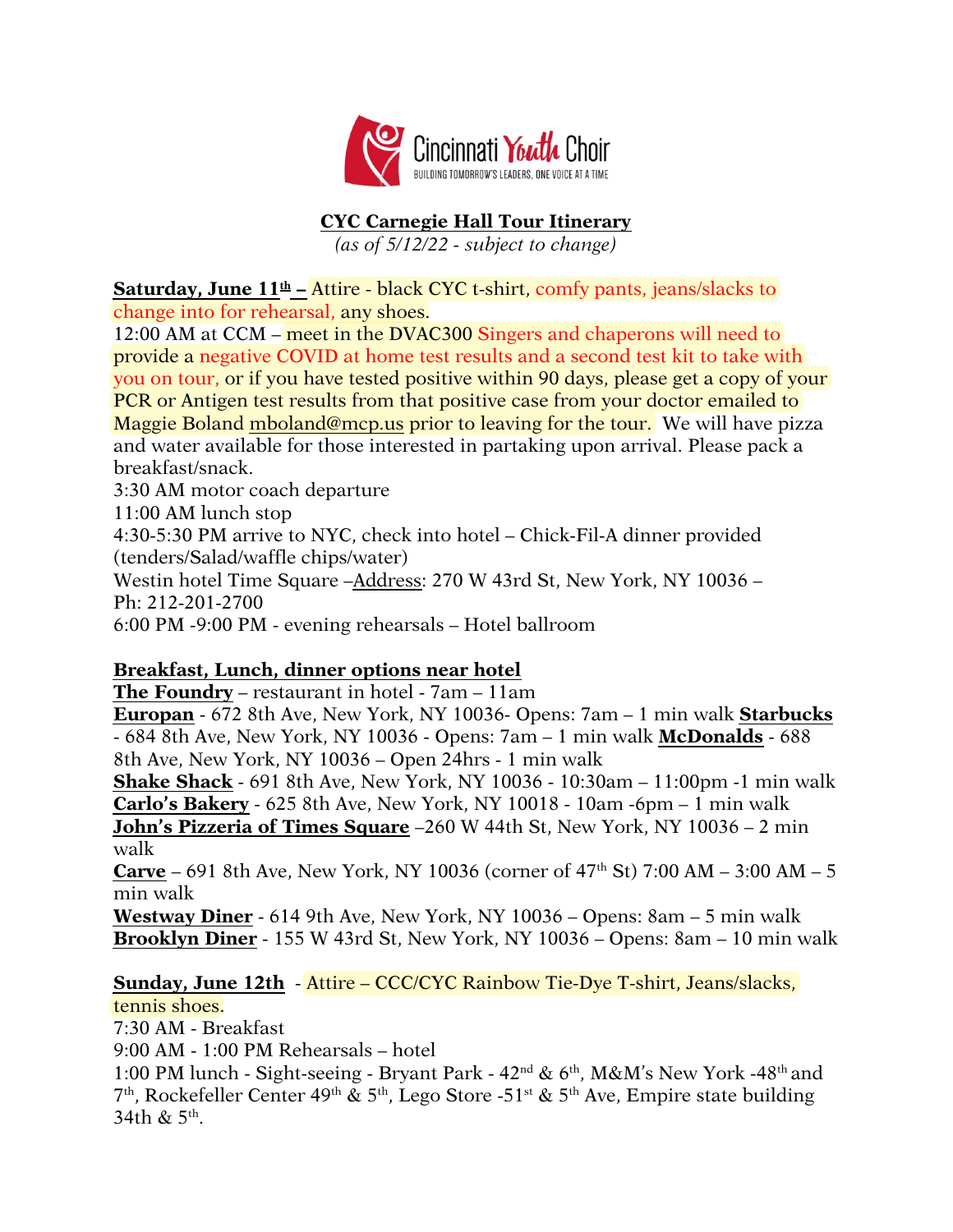Cincinnati Youth Choir

BUILDING TOMORROW'S LEADERS, ONE VOICE AT A TIME

# CYC Carnegie Hall Tour Itinerary

*(as of 5/12/22 - subject to change)*

**Saturday, June 11th –** Attire - black CYC t-shirt, comfy pants, jeans/slacks to change into for rehearsal, any shoes.

12:00 AM at CCM – meet in the DVAC300 Singers and chaperons will need to provide a negative COVID at home test results and a second test kit to take with you on tour, or if you have tested positive within 90 days, please get a copy of your PCR or Antigen test results from that positive case from your doctor emailed to Maggie Boland mboland@mcp.us prior to leaving for the tour. We will have pizza and water available for those interested in partaking upon arrival. Please pack a breakfast/snack.

3:30 AM motor coach departure

11:00 AM lunch stop

4:30-5:30 PM arrive to NYC, check into hotel – Chick-Fil-A dinner provided (tenders/Salad/waffle chips/water)

Westin hotel Time Square –Address: 270 W 43rd St, New York, NY 10036 – Ph: 212-201-2700

6:00 PM -9:00 PM - evening rehearsals – Hotel ballroom

**Breakfast, Lunch, dinner options near hotel**

**The Foundry** – restaurant in hotel - 7am – 11am

**Europan** - 672 8th Ave, New York, NY 10036- Opens: 7am – 1 min walk **Starbucks** - 684 8th Ave, New York, NY 10036 - Opens: 7am – 1 min walk **McDonalds** - 688 8th Ave, New York, NY 10036 – Open 24hrs - 1 min walk

**Shake Shack** - 691 8th Ave, New York, NY 10036 - 10:30am – 11:00pm -1 min walk

**Carlo's Bakery** - 625 8th Ave, New York, NY 10018 - 10am -6pm – 1 min walk

**John's Pizzeria of Times Square** –260 W 44th St, New York, NY 10036 – 2 min walk

**Carve** – 691 8th Ave, New York, NY 10036 (corner of 47th St) 7:00 AM – 3:00 AM – 5 min walk

**Westway Diner** - 614 9th Ave, New York, NY 10036 – Opens: 8am – 5 min walk

**Brooklyn Diner** - 155 W 43rd St, New York, NY 10036 – Opens: 8am – 10 min walk

**Sunday, June 12th** - Attire – CCC/CYC Rainbow Tie-Dye T-shirt, Jeans/slacks, tennis shoes.

7:30 AM - Breakfast

9:00 AM - 1:00 PM Rehearsals – hotel

1:00 PM lunch - Sight-seeing - Bryant Park - 42nd & 6th, M&M's New York -48th and 7th, Rockefeller Center 49th & 5th, Lego Store -51st & 5th Ave, Empire state building 34th & 5th.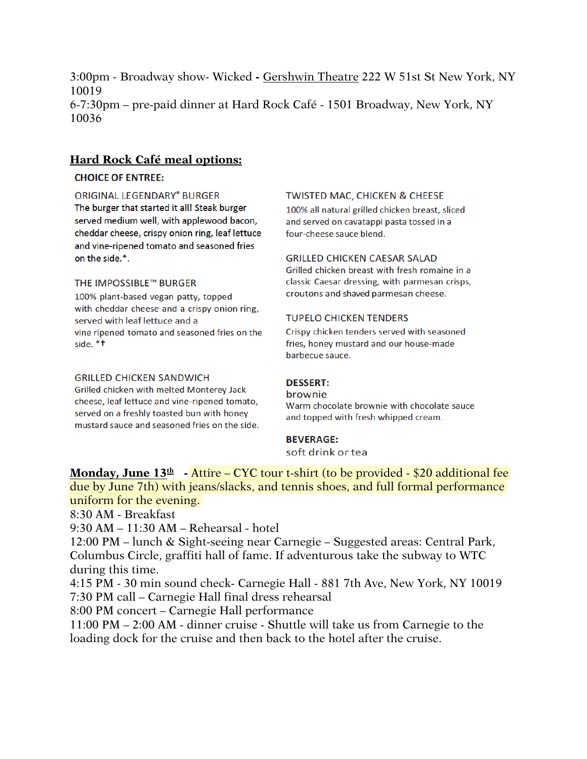3:00pm - Broadway show- Wicked - Gershwin Theatre 222 W 51st St New York, NY 10019
6-7:30pm – pre-paid dinner at Hard Rock Café - 1501 Broadway, New York, NY 10036

**Hard Rock Café meal options:**

**CHOICE OF ENTREE:**

ORIGINAL LEGENDARY® BURGER
The burger that started it all! Steak burger served medium well, with applewood bacon, cheddar cheese, crispy onion ring, leaf lettuce and vine-ripened tomato and seasoned fries on the side.*.

THE IMPOSSIBLE™ BURGER
100% plant-based vegan patty, topped with cheddar cheese and a crispy onion ring, served with leaf lettuce and a vine ripened tomato and seasoned fries on the side. *†

GRILLED CHICKEN SANDWICH
Grilled chicken with melted Monterey Jack cheese, leaf lettuce and vine-ripened tomato, served on a freshly toasted bun with honey mustard sauce and seasoned fries on the side.

TWISTED MAC, CHICKEN & CHEESE
100% all natural grilled chicken breast, sliced and served on cavatappi pasta tossed in a four-cheese sauce blend.

GRILLED CHICKEN CAESAR SALAD
Grilled chicken breast with fresh romaine in a classic Caesar dressing, with parmesan crisps, croutons and shaved parmesan cheese.

TUPELO CHICKEN TENDERS
Crispy chicken tenders served with seasoned fries, honey mustard and our house-made barbecue sauce.

**DESSERT:**
brownie
Warm chocolate brownie with chocolate sauce and topped with fresh whipped cream.

**BEVERAGE:**
soft drink or tea

**Monday, June 13th** - Attire – CYC tour t-shirt (to be provided - $20 additional fee due by June 7th) with jeans/slacks, and tennis shoes, and full formal performance uniform for the evening.
8:30 AM - Breakfast
9:30 AM – 11:30 AM – Rehearsal - hotel
12:00 PM – lunch & Sight-seeing near Carnegie – Suggested areas: Central Park, Columbus Circle, graffiti hall of fame. If adventurous take the subway to WTC during this time.
4:15 PM - 30 min sound check- Carnegie Hall - 881 7th Ave, New York, NY 10019
7:30 PM call – Carnegie Hall final dress rehearsal
8:00 PM concert – Carnegie Hall performance
11:00 PM – 2:00 AM - dinner cruise - Shuttle will take us from Carnegie to the loading dock for the cruise and then back to the hotel after the cruise.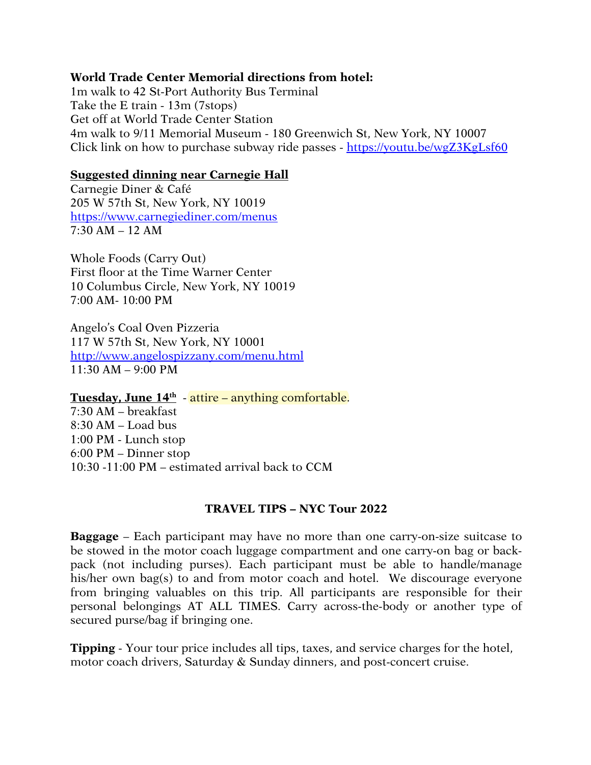**World Trade Center Memorial directions from hotel:**
1m walk to 42 St-Port Authority Bus Terminal
Take the E train - 13m (7stops)
Get off at World Trade Center Station
4m walk to 9/11 Memorial Museum - 180 Greenwich St, New York, NY 10007
Click link on how to purchase subway ride passes - https://youtu.be/wgZ3KgLsf60

**Suggested dinning near Carnegie Hall**

Carnegie Diner & Café
205 W 57th St, New York, NY 10019
https://www.carnegiediner.com/menus
7:30 AM – 12 AM

Whole Foods (Carry Out)
First floor at the Time Warner Center
10 Columbus Circle, New York, NY 10019
7:00 AM- 10:00 PM

Angelo's Coal Oven Pizzeria
117 W 57th St, New York, NY 10001
http://www.angelospizzany.com/menu.html
11:30 AM – 9:00 PM

**Tuesday, June 14th** - attire – anything comfortable.
7:30 AM – breakfast
8:30 AM – Load bus
1:00 PM - Lunch stop
6:00 PM – Dinner stop
10:30 -11:00 PM – estimated arrival back to CCM

**TRAVEL TIPS – NYC Tour 2022**

**Baggage** – Each participant may have no more than one carry-on-size suitcase to be stowed in the motor coach luggage compartment and one carry-on bag or back-pack (not including purses). Each participant must be able to handle/manage his/her own bag(s) to and from motor coach and hotel. We discourage everyone from bringing valuables on this trip. All participants are responsible for their personal belongings AT ALL TIMES. Carry across-the-body or another type of secured purse/bag if bringing one.

**Tipping** - Your tour price includes all tips, taxes, and service charges for the hotel, motor coach drivers, Saturday & Sunday dinners, and post-concert cruise.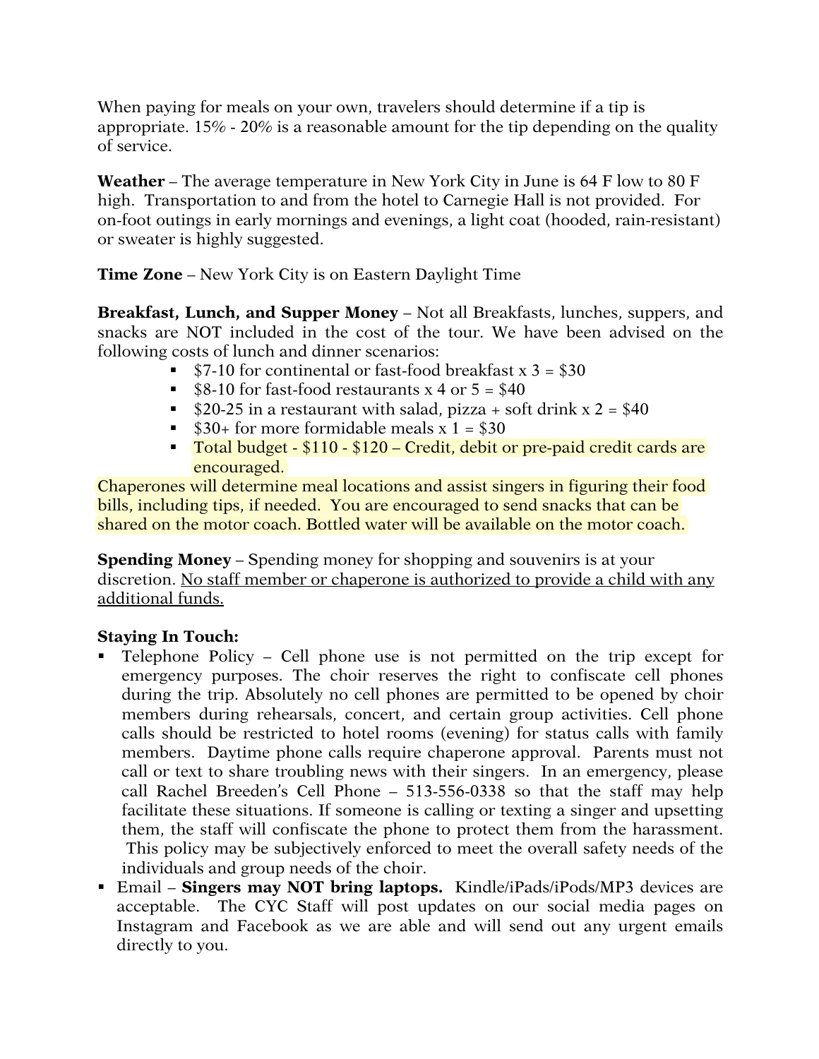When paying for meals on your own, travelers should determine if a tip is appropriate. 15% - 20% is a reasonable amount for the tip depending on the quality of service.

**Weather** – The average temperature in New York City in June is 64 F low to 80 F high. Transportation to and from the hotel to Carnegie Hall is not provided. For on-foot outings in early mornings and evenings, a light coat (hooded, rain-resistant) or sweater is highly suggested.

**Time Zone** – New York City is on Eastern Daylight Time

**Breakfast, Lunch, and Supper Money** – Not all Breakfasts, lunches, suppers, and snacks are NOT included in the cost of the tour. We have been advised on the following costs of lunch and dinner scenarios:

- $7-10 for continental or fast-food breakfast x 3 = $30
- $8-10 for fast-food restaurants x 4 or 5 = $40
- $20-25 in a restaurant with salad, pizza + soft drink x 2 = $40
- $30+ for more formidable meals x 1 = $30
- Total budget - $110 - $120 – Credit, debit or pre-paid credit cards are encouraged.

Chaperones will determine meal locations and assist singers in figuring their food bills, including tips, if needed. You are encouraged to send snacks that can be shared on the motor coach. Bottled water will be available on the motor coach.

**Spending Money** – Spending money for shopping and souvenirs is at your discretion. No staff member or chaperone is authorized to provide a child with any additional funds.

**Staying In Touch:**

- Telephone Policy – Cell phone use is not permitted on the trip except for emergency purposes. The choir reserves the right to confiscate cell phones during the trip. Absolutely no cell phones are permitted to be opened by choir members during rehearsals, concert, and certain group activities. Cell phone calls should be restricted to hotel rooms (evening) for status calls with family members. Daytime phone calls require chaperone approval. Parents must not call or text to share troubling news with their singers. In an emergency, please call Rachel Breeden's Cell Phone – 513-556-0338 so that the staff may help facilitate these situations. If someone is calling or texting a singer and upsetting them, the staff will confiscate the phone to protect them from the harassment. This policy may be subjectively enforced to meet the overall safety needs of the individuals and group needs of the choir.
- Email – **Singers may NOT bring laptops.** Kindle/iPads/iPods/MP3 devices are acceptable. The CYC Staff will post updates on our social media pages on Instagram and Facebook as we are able and will send out any urgent emails directly to you.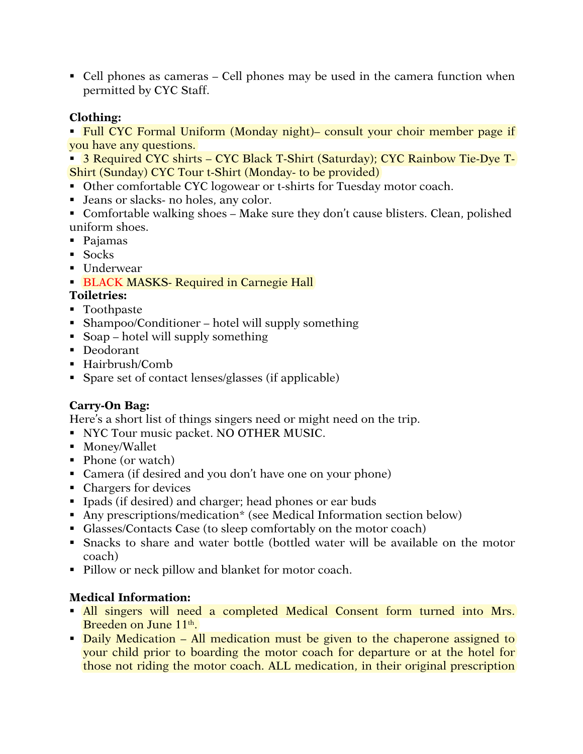- Cell phones as cameras – Cell phones may be used in the camera function when permitted by CYC Staff.

**Clothing:**

- Full CYC Formal Uniform (Monday night)– consult your choir member page if you have any questions.
- 3 Required CYC shirts – CYC Black T-Shirt (Saturday); CYC Rainbow Tie-Dye T-Shirt (Sunday) CYC Tour t-Shirt (Monday- to be provided)
- Other comfortable CYC logowear or t-shirts for Tuesday motor coach.
- Jeans or slacks- no holes, any color.
- Comfortable walking shoes – Make sure they don't cause blisters. Clean, polished uniform shoes.
- Pajamas
- Socks
- Underwear
- BLACK MASKS- Required in Carnegie Hall

**Toiletries:**

- Toothpaste
- Shampoo/Conditioner – hotel will supply something
- Soap – hotel will supply something
- Deodorant
- Hairbrush/Comb
- Spare set of contact lenses/glasses (if applicable)

**Carry-On Bag:**

Here's a short list of things singers need or might need on the trip.

- NYC Tour music packet. NO OTHER MUSIC.
- Money/Wallet
- Phone (or watch)
- Camera (if desired and you don't have one on your phone)
- Chargers for devices
- Ipads (if desired) and charger; head phones or ear buds
- Any prescriptions/medication* (see Medical Information section below)
- Glasses/Contacts Case (to sleep comfortably on the motor coach)
- Snacks to share and water bottle (bottled water will be available on the motor coach)
- Pillow or neck pillow and blanket for motor coach.

**Medical Information:**

- All singers will need a completed Medical Consent form turned into Mrs. Breeden on June 11th.
- Daily Medication – All medication must be given to the chaperone assigned to your child prior to boarding the motor coach for departure or at the hotel for those not riding the motor coach. ALL medication, in their original prescription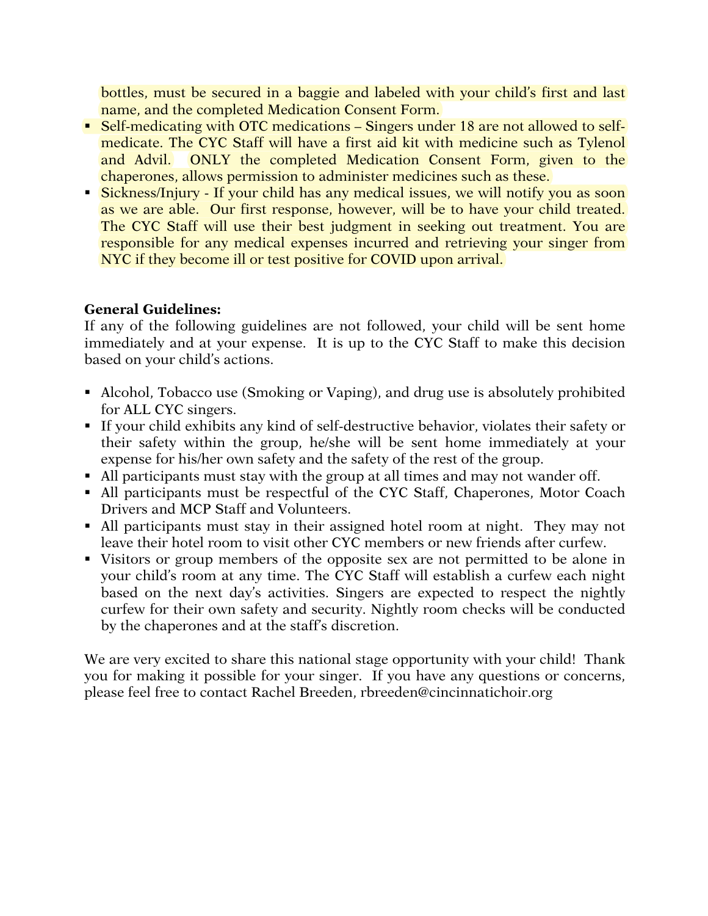bottles, must be secured in a baggie and labeled with your child's first and last name, and the completed Medication Consent Form.

- Self-medicating with OTC medications – Singers under 18 are not allowed to self-medicate. The CYC Staff will have a first aid kit with medicine such as Tylenol and Advil. ONLY the completed Medication Consent Form, given to the chaperones, allows permission to administer medicines such as these.
- Sickness/Injury - If your child has any medical issues, we will notify you as soon as we are able. Our first response, however, will be to have your child treated. The CYC Staff will use their best judgment in seeking out treatment. You are responsible for any medical expenses incurred and retrieving your singer from NYC if they become ill or test positive for COVID upon arrival.

**General Guidelines:**
If any of the following guidelines are not followed, your child will be sent home immediately and at your expense. It is up to the CYC Staff to make this decision based on your child's actions.

- Alcohol, Tobacco use (Smoking or Vaping), and drug use is absolutely prohibited for ALL CYC singers.
- If your child exhibits any kind of self-destructive behavior, violates their safety or their safety within the group, he/she will be sent home immediately at your expense for his/her own safety and the safety of the rest of the group.
- All participants must stay with the group at all times and may not wander off.
- All participants must be respectful of the CYC Staff, Chaperones, Motor Coach Drivers and MCP Staff and Volunteers.
- All participants must stay in their assigned hotel room at night. They may not leave their hotel room to visit other CYC members or new friends after curfew.
- Visitors or group members of the opposite sex are not permitted to be alone in your child's room at any time. The CYC Staff will establish a curfew each night based on the next day's activities. Singers are expected to respect the nightly curfew for their own safety and security. Nightly room checks will be conducted by the chaperones and at the staff's discretion.

We are very excited to share this national stage opportunity with your child! Thank you for making it possible for your singer. If you have any questions or concerns, please feel free to contact Rachel Breeden, rbreeden@cincinnatichoir.org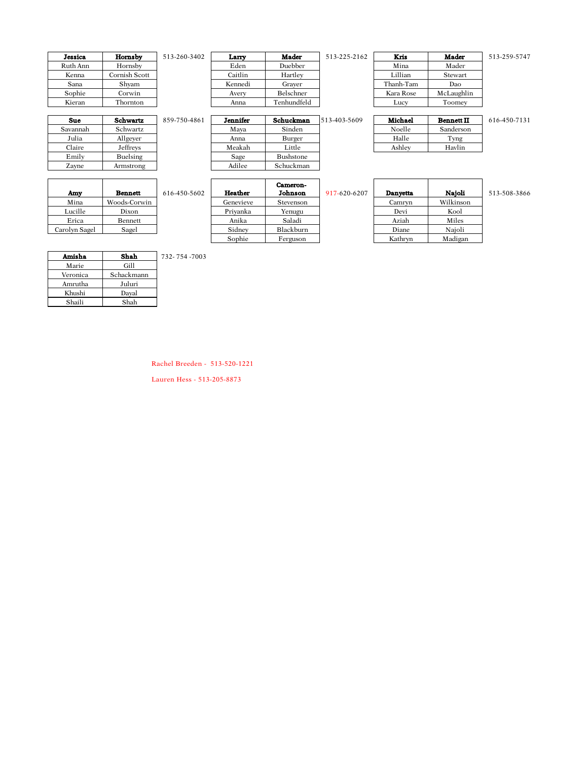| Jessica | Hornsby |
|---|---|
| Ruth Ann | Hornsby |
| Kenna | Cornish Scott |
| Sana | Shyam |
| Sophie | Corwin |
| Kieran | Thornton |

513-260-3402

| Larry | Mader |
|---|---|
| Eden | Duebber |
| Caitlin | Hartley |
| Kennedi | Grayer |
| Avery | Belschner |
| Anna | Tenhundfeld |

513-225-2162

| Kris | Mader |
|---|---|
| Mina | Mader |
| Lillian | Stewart |
| Thanh-Tam | Dao |
| Kara Rose | McLaughlin |
| Lucy | Toomey |

513-259-5747

| Sue | Schwartz |
|---|---|
| Savannah | Schwartz |
| Julia | Allgeyer |
| Claire | Jeffreys |
| Emily | Buelsing |
| Zayne | Armstrong |

859-750-4861

| Jennifer | Schuckman |
|---|---|
| Maya | Sinden |
| Anna | Burger |
| Meakah | Little |
| Sage | Bushstone |
| Adilee | Schuckman |

513-403-5609

| Michael | Bennett II |
|---|---|
| Noelle | Sanderson |
| Halle | Tyng |
| Ashley | Havlin |

616-450-7131

| Amy | Bennett |
|---|---|
| Mina | Woods-Corwin |
| Lucille | Dixon |
| Erica | Bennett |
| Carolyn Sagel | Sagel |

616-450-5602

| Heather | Cameron-Johnson |
|---|---|
| Genevieve | Stevenson |
| Priyanka | Yenugu |
| Anika | Saladi |
| Sidney | Blackburn |
| Sophie | Ferguson |

917-620-6207

| Danyetta | Najoli |
|---|---|
| Camryn | Wilkinson |
| Devi | Kool |
| Aziah | Miles |
| Diane | Najoli |
| Kathryn | Madigan |

513-508-3866

| Amisha | Shah |
|---|---|
| Marie | Gill |
| Veronica | Schackmann |
| Amrutha | Juluri |
| Khushi | Dayal |
| Shaili | Shah |

732- 754 -7003

Rachel Breeden - 513-520-1221

Lauren Hess - 513-205-8873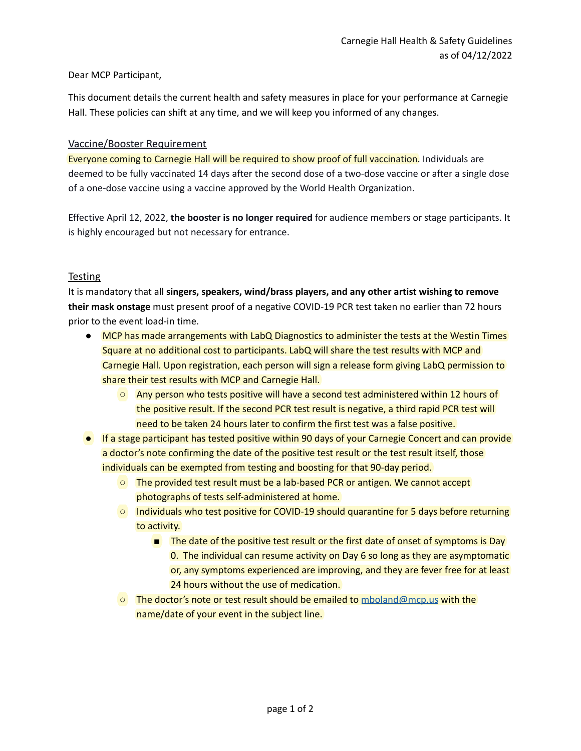Carnegie Hall Health & Safety Guidelines
as of 04/12/2022

Dear MCP Participant,

This document details the current health and safety measures in place for your performance at Carnegie Hall. These policies can shift at any time, and we will keep you informed of any changes.

## Vaccine/Booster Requirement

Everyone coming to Carnegie Hall will be required to show proof of full vaccination. Individuals are deemed to be fully vaccinated 14 days after the second dose of a two-dose vaccine or after a single dose of a one-dose vaccine using a vaccine approved by the World Health Organization.

Effective April 12, 2022, **the booster is no longer required** for audience members or stage participants. It is highly encouraged but not necessary for entrance.

## Testing

It is mandatory that all **singers, speakers, wind/brass players, and any other artist wishing to remove their mask onstage** must present proof of a negative COVID-19 PCR test taken no earlier than 72 hours prior to the event load-in time.

- MCP has made arrangements with LabQ Diagnostics to administer the tests at the Westin Times Square at no additional cost to participants. LabQ will share the test results with MCP and Carnegie Hall. Upon registration, each person will sign a release form giving LabQ permission to share their test results with MCP and Carnegie Hall.
  - Any person who tests positive will have a second test administered within 12 hours of the positive result. If the second PCR test result is negative, a third rapid PCR test will need to be taken 24 hours later to confirm the first test was a false positive.
- If a stage participant has tested positive within 90 days of your Carnegie Concert and can provide a doctor's note confirming the date of the positive test result or the test result itself, those individuals can be exempted from testing and boosting for that 90-day period.
  - The provided test result must be a lab-based PCR or antigen. We cannot accept photographs of tests self-administered at home.
  - Individuals who test positive for COVID-19 should quarantine for 5 days before returning to activity.
    - The date of the positive test result or the first date of onset of symptoms is Day 0. The individual can resume activity on Day 6 so long as they are asymptomatic or, any symptoms experienced are improving, and they are fever free for at least 24 hours without the use of medication.
  - The doctor's note or test result should be emailed to [mboland@mcp.us](mailto:mboland@mcp.us) with the name/date of your event in the subject line.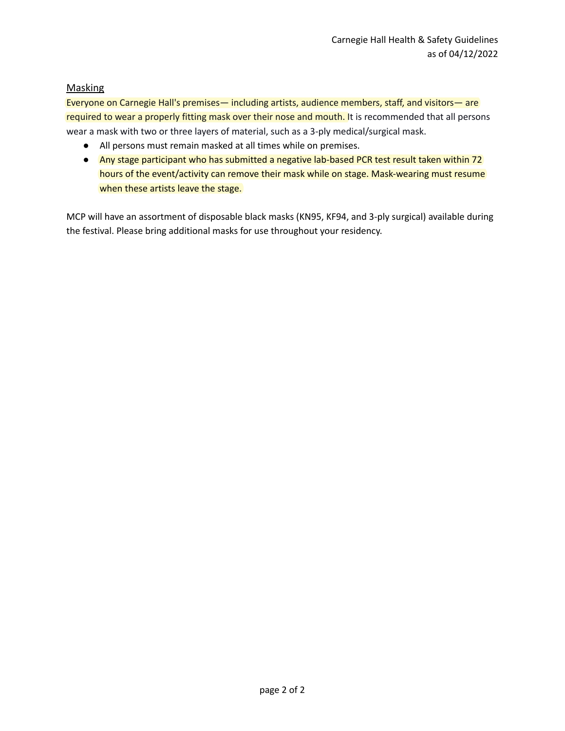## Masking

Everyone on Carnegie Hall's premises— including artists, audience members, staff, and visitors— are required to wear a properly fitting mask over their nose and mouth. It is recommended that all persons wear a mask with two or three layers of material, such as a 3-ply medical/surgical mask.

- All persons must remain masked at all times while on premises.
- Any stage participant who has submitted a negative lab-based PCR test result taken within 72 hours of the event/activity can remove their mask while on stage. Mask-wearing must resume when these artists leave the stage.

MCP will have an assortment of disposable black masks (KN95, KF94, and 3-ply surgical) available during the festival. Please bring additional masks for use throughout your residency.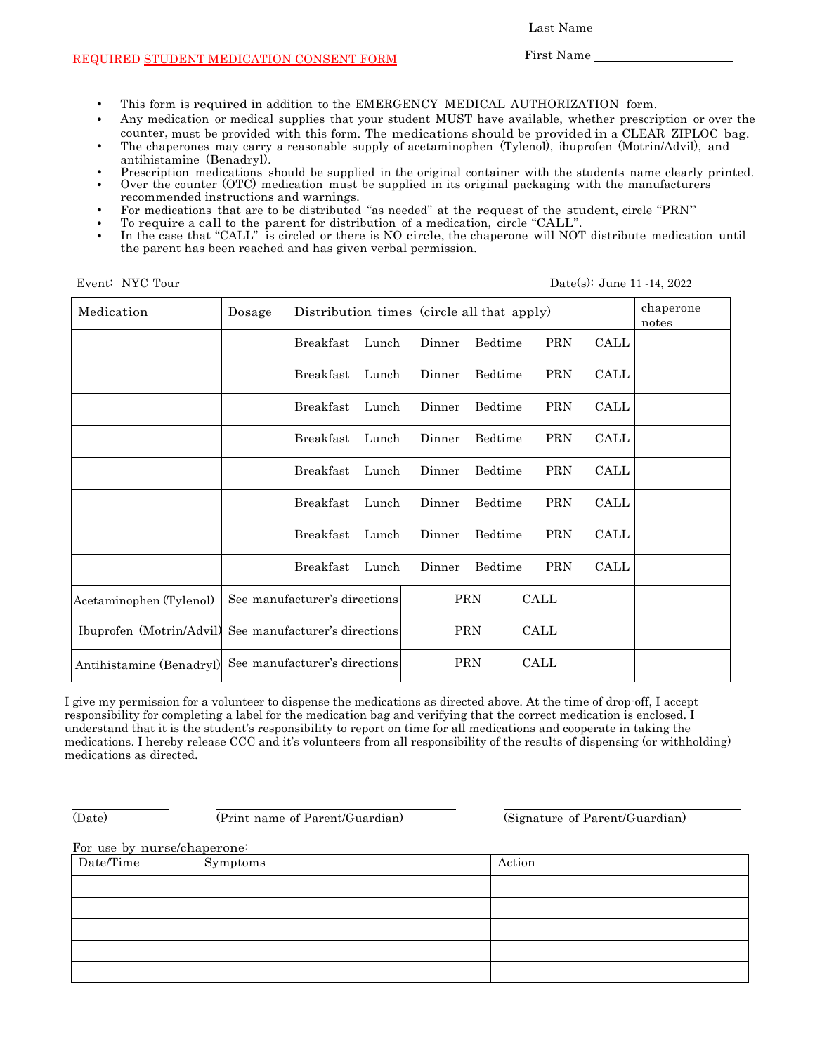Last Name \_\_\_\_\_\_\_\_\_\_\_\_\_\_\_\_\_\_\_\_\_\_

First Name \_\_\_\_\_\_\_\_\_\_\_\_\_\_\_\_\_\_\_\_\_\_

## REQUIRED STUDENT MEDICATION CONSENT FORM

- This form is required in addition to the EMERGENCY MEDICAL AUTHORIZATION form.
- Any medication or medical supplies that your student MUST have available, whether prescription or over the counter, must be provided with this form. The medications should be provided in a CLEAR ZIPLOC bag.
- The chaperones may carry a reasonable supply of acetaminophen (Tylenol), ibuprofen (Motrin/Advil), and antihistamine (Benadryl).
- Prescription medications should be supplied in the original container with the students name clearly printed.
- Over the counter (OTC) medication must be supplied in its original packaging with the manufacturers recommended instructions and warnings.
- For medications that are to be distributed "as needed" at the request of the student, circle "PRN"
- To require a call to the parent for distribution of a medication, circle "CALL".
- In the case that "CALL" is circled or there is NO circle, the chaperone will NOT distribute medication until the parent has been reached and has given verbal permission.

Event: NYC Tour　　　　　　　　　　Date(s): June 11 -14, 2022

| Medication | Dosage | Distribution times (circle all that apply) | chaperone notes |
|---|---|---|---|
| | | Breakfast Lunch Dinner Bedtime PRN CALL | |
| | | Breakfast Lunch Dinner Bedtime PRN CALL | |
| | | Breakfast Lunch Dinner Bedtime PRN CALL | |
| | | Breakfast Lunch Dinner Bedtime PRN CALL | |
| | | Breakfast Lunch Dinner Bedtime PRN CALL | |
| | | Breakfast Lunch Dinner Bedtime PRN CALL | |
| | | Breakfast Lunch Dinner Bedtime PRN CALL | |
| | | Breakfast Lunch Dinner Bedtime PRN CALL | |
| Acetaminophen (Tylenol) | See manufacturer's directions | PRN CALL | |
| Ibuprofen (Motrin/Advil) | See manufacturer's directions | PRN CALL | |
| Antihistamine (Benadryl) | See manufacturer's directions | PRN CALL | |

I give my permission for a volunteer to dispense the medications as directed above. At the time of drop-off, I accept responsibility for completing a label for the medication bag and verifying that the correct medication is enclosed. I understand that it is the student's responsibility to report on time for all medications and cooperate in taking the medications. I hereby release CCC and it's volunteers from all responsibility of the results of dispensing (or withholding) medications as directed.

\_\_\_\_\_\_\_\_\_\_\_\_\_\_　　\_\_\_\_\_\_\_\_\_\_\_\_\_\_\_\_\_\_\_\_\_\_\_\_\_\_\_\_\_\_　　\_\_\_\_\_\_\_\_\_\_\_\_\_\_\_\_\_\_\_\_\_\_\_\_\_\_\_\_\_\_

(Date)　　(Print name of Parent/Guardian)　　(Signature of Parent/Guardian)

For use by nurse/chaperone:

| Date/Time | Symptoms | Action |
|---|---|---|
| | | |
| | | |
| | | |
| | | |
| | | |